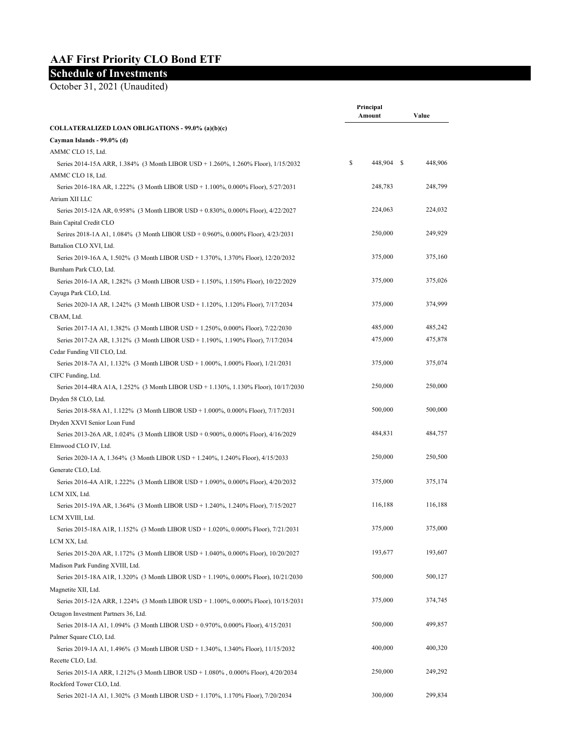# AAF First Priority CLO Bond ETF

## Schedule of Investments

October 31, 2021 (Unaudited)

| | Principal Amount | Value |
|---|---|---|
| **COLLATERALIZED LOAN OBLIGATIONS - 99.0% (a)(b)(c)** | | |
| **Cayman Islands - 99.0% (d)** | | |
| AMMC CLO 15, Ltd. | | |
| Series 2014-15A ARR, 1.384% (3 Month LIBOR USD + 1.260%, 1.260% Floor), 1/15/2032 | $ 448,904 | $ 448,906 |
| AMMC CLO 18, Ltd. | | |
| Series 2016-18A AR, 1.222% (3 Month LIBOR USD + 1.100%, 0.000% Floor), 5/27/2031 | 248,783 | 248,799 |
| Atrium XII LLC | | |
| Series 2015-12A AR, 0.958% (3 Month LIBOR USD + 0.830%, 0.000% Floor), 4/22/2027 | 224,063 | 224,032 |
| Bain Capital Credit CLO | | |
| Serires 2018-1A A1, 1.084% (3 Month LIBOR USD + 0.960%, 0.000% Floor), 4/23/2031 | 250,000 | 249,929 |
| Battalion CLO XVI, Ltd. | | |
| Series 2019-16A A, 1.502% (3 Month LIBOR USD + 1.370%, 1.370% Floor), 12/20/2032 | 375,000 | 375,160 |
| Burnham Park CLO, Ltd. | | |
| Series 2016-1A AR, 1.282% (3 Month LIBOR USD + 1.150%, 1.150% Floor), 10/22/2029 | 375,000 | 375,026 |
| Cayuga Park CLO, Ltd. | | |
| Series 2020-1A AR, 1.242% (3 Month LIBOR USD + 1.120%, 1.120% Floor), 7/17/2034 | 375,000 | 374,999 |
| CBAM, Ltd. | | |
| Series 2017-1A A1, 1.382% (3 Month LIBOR USD + 1.250%, 0.000% Floor), 7/22/2030 | 485,000 | 485,242 |
| Series 2017-2A AR, 1.312% (3 Month LIBOR USD + 1.190%, 1.190% Floor), 7/17/2034 | 475,000 | 475,878 |
| Cedar Funding VII CLO, Ltd. | | |
| Series 2018-7A A1, 1.132% (3 Month LIBOR USD + 1.000%, 1.000% Floor), 1/21/2031 | 375,000 | 375,074 |
| CIFC Funding, Ltd. | | |
| Series 2014-4RA A1A, 1.252% (3 Month LIBOR USD + 1.130%, 1.130% Floor), 10/17/2030 | 250,000 | 250,000 |
| Dryden 58 CLO, Ltd. | | |
| Series 2018-58A A1, 1.122% (3 Month LIBOR USD + 1.000%, 0.000% Floor), 7/17/2031 | 500,000 | 500,000 |
| Dryden XXVI Senior Loan Fund | | |
| Series 2013-26A AR, 1.024% (3 Month LIBOR USD + 0.900%, 0.000% Floor), 4/16/2029 | 484,831 | 484,757 |
| Elmwood CLO IV, Ltd. | | |
| Series 2020-1A A, 1.364% (3 Month LIBOR USD + 1.240%, 1.240% Floor), 4/15/2033 | 250,000 | 250,500 |
| Generate CLO, Ltd. | | |
| Series 2016-4A A1R, 1.222% (3 Month LIBOR USD + 1.090%, 0.000% Floor), 4/20/2032 | 375,000 | 375,174 |
| LCM XIX, Ltd. | | |
| Series 2015-19A AR, 1.364% (3 Month LIBOR USD + 1.240%, 1.240% Floor), 7/15/2027 | 116,188 | 116,188 |
| LCM XVIII, Ltd. | | |
| Series 2015-18A A1R, 1.152% (3 Month LIBOR USD + 1.020%, 0.000% Floor), 7/21/2031 | 375,000 | 375,000 |
| LCM XX, Ltd. | | |
| Series 2015-20A AR, 1.172% (3 Month LIBOR USD + 1.040%, 0.000% Floor), 10/20/2027 | 193,677 | 193,607 |
| Madison Park Funding XVIII, Ltd. | | |
| Series 2015-18A A1R, 1.320% (3 Month LIBOR USD + 1.190%, 0.000% Floor), 10/21/2030 | 500,000 | 500,127 |
| Magnetite XII, Ltd. | | |
| Series 2015-12A ARR, 1.224% (3 Month LIBOR USD + 1.100%, 0.000% Floor), 10/15/2031 | 375,000 | 374,745 |
| Octagon Investment Partners 36, Ltd. | | |
| Series 2018-1A A1, 1.094% (3 Month LIBOR USD + 0.970%, 0.000% Floor), 4/15/2031 | 500,000 | 499,857 |
| Palmer Square CLO, Ltd. | | |
| Series 2019-1A A1, 1.496% (3 Month LIBOR USD + 1.340%, 1.340% Floor), 11/15/2032 | 400,000 | 400,320 |
| Recette CLO, Ltd. | | |
| Series 2015-1A ARR, 1.212% (3 Month LIBOR USD + 1.080% , 0.000% Floor), 4/20/2034 | 250,000 | 249,292 |
| Rockford Tower CLO, Ltd. | | |
| Series 2021-1A A1, 1.302% (3 Month LIBOR USD + 1.170%, 1.170% Floor), 7/20/2034 | 300,000 | 299,834 |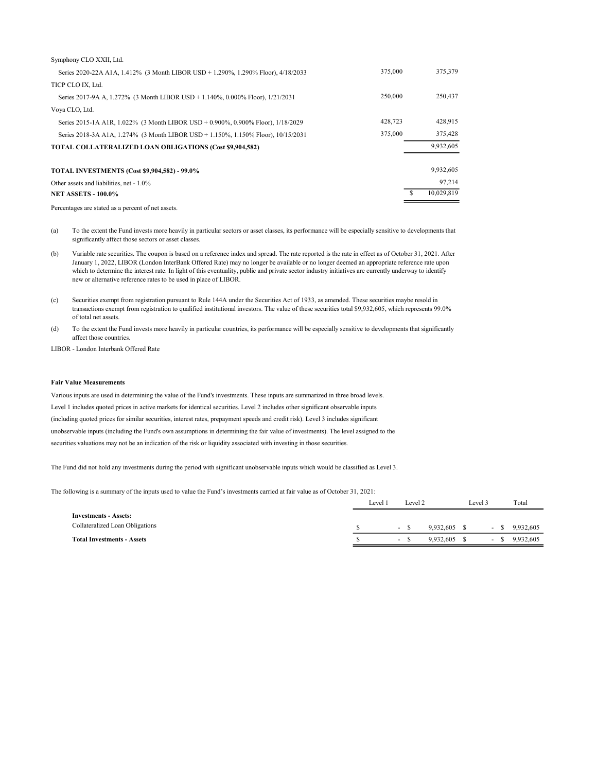| | | |
|---|---|---|
| Symphony CLO XXII, Ltd. | | |
| Series 2020-22A A1A, 1.412% (3 Month LIBOR USD + 1.290%, 1.290% Floor), 4/18/2033 | 375,000 | 375,379 |
| TICP CLO IX, Ltd. | | |
| Series 2017-9A A, 1.272% (3 Month LIBOR USD + 1.140%, 0.000% Floor), 1/21/2031 | 250,000 | 250,437 |
| Voya CLO, Ltd. | | |
| Series 2015-1A A1R, 1.022% (3 Month LIBOR USD + 0.900%, 0.900% Floor), 1/18/2029 | 428,723 | 428,915 |
| Series 2018-3A A1A, 1.274% (3 Month LIBOR USD + 1.150%, 1.150% Floor), 10/15/2031 | 375,000 | 375,428 |
| **TOTAL COLLATERALIZED LOAN OBLIGATIONS (Cost $9,904,582)** | | 9,932,605 |
| | | |
| **TOTAL INVESTMENTS (Cost $9,904,582) - 99.0%** | | 9,932,605 |
| Other assets and liabilities, net - 1.0% | | 97,214 |
| **NET ASSETS - 100.0%** | | $ 10,029,819 |

Percentages are stated as a percent of net assets.

(a) To the extent the Fund invests more heavily in particular sectors or asset classes, its performance will be especially sensitive to developments that significantly affect those sectors or asset classes.

(b) Variable rate securities. The coupon is based on a reference index and spread. The rate reported is the rate in effect as of October 31, 2021. After January 1, 2022, LIBOR (London InterBank Offered Rate) may no longer be available or no longer deemed an appropriate reference rate upon which to determine the interest rate. In light of this eventuality, public and private sector industry initiatives are currently underway to identify new or alternative reference rates to be used in place of LIBOR.

(c) Securities exempt from registration pursuant to Rule 144A under the Securities Act of 1933, as amended. These securities maybe resold in transactions exempt from registration to qualified institutional investors. The value of these securities total $9,932,605, which represents 99.0% of total net assets.

(d) To the extent the Fund invests more heavily in particular countries, its performance will be especially sensitive to developments that significantly affect those countries.

LIBOR - London Interbank Offered Rate

**Fair Value Measurements**

Various inputs are used in determining the value of the Fund's investments. These inputs are summarized in three broad levels. Level 1 includes quoted prices in active markets for identical securities. Level 2 includes other significant observable inputs (including quoted prices for similar securities, interest rates, prepayment speeds and credit risk). Level 3 includes significant unobservable inputs (including the Fund's own assumptions in determining the fair value of investments). The level assigned to the securities valuations may not be an indication of the risk or liquidity associated with investing in those securities.

The Fund did not hold any investments during the period with significant unobservable inputs which would be classified as Level 3.

The following is a summary of the inputs used to value the Fund's investments carried at fair value as of October 31, 2021:

| | Level 1 | Level 2 | Level 3 | Total |
|---|---|---|---|---|
| **Investments - Assets:** | | | | |
| Collateralized Loan Obligations | $ - | $ 9,932,605 | $ - | $ 9,932,605 |
| **Total Investments - Assets** | $ - | $ 9,932,605 | $ - | $ 9,932,605 |